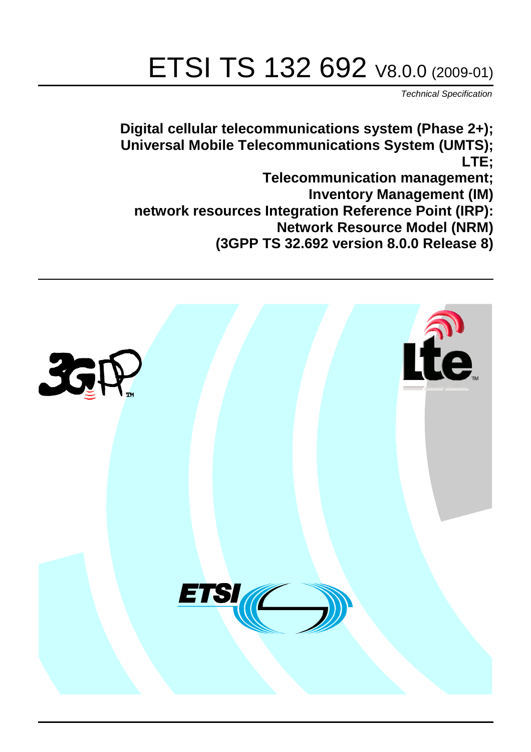# ETSI TS 132 692 V8.0.0 (2009-01)

*Technical Specification*

**Digital cellular telecommunications system (Phase 2+);**
**Universal Mobile Telecommunications System (UMTS);**
**LTE;**
**Telecommunication management;**
**Inventory Management (IM)**
**network resources Integration Reference Point (IRP):**
**Network Resource Model (NRM)**
**(3GPP TS 32.692 version 8.0.0 Release 8)**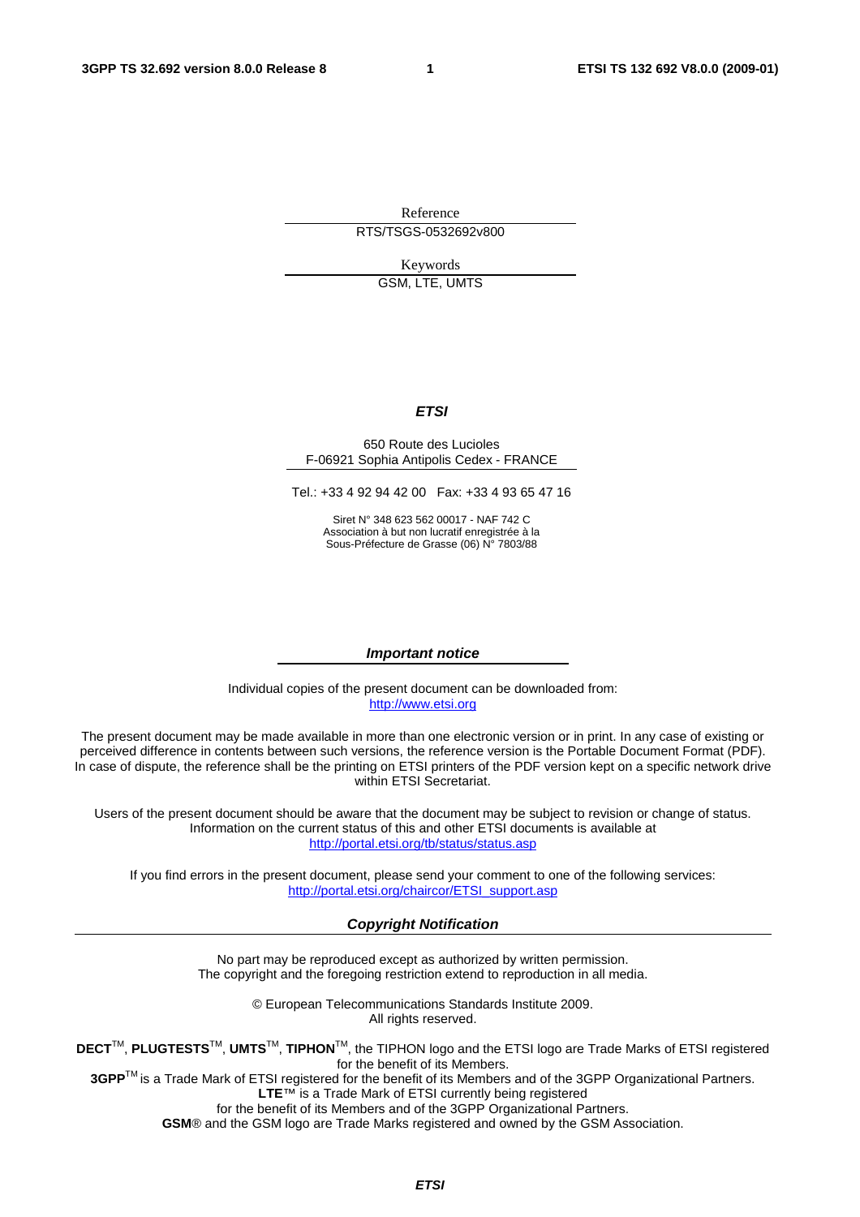Reference

RTS/TSGS-0532692v800

Keywords

GSM, LTE, UMTS

***ETSI***

650 Route des Lucioles
F-06921 Sophia Antipolis Cedex - FRANCE

Tel.: +33 4 92 94 42 00 Fax: +33 4 93 65 47 16

Siret N° 348 623 562 00017 - NAF 742 C
Association à but non lucratif enregistrée à la
Sous-Préfecture de Grasse (06) N° 7803/88

***Important notice***

Individual copies of the present document can be downloaded from:
http://www.etsi.org

The present document may be made available in more than one electronic version or in print. In any case of existing or perceived difference in contents between such versions, the reference version is the Portable Document Format (PDF). In case of dispute, the reference shall be the printing on ETSI printers of the PDF version kept on a specific network drive within ETSI Secretariat.

Users of the present document should be aware that the document may be subject to revision or change of status. Information on the current status of this and other ETSI documents is available at
http://portal.etsi.org/tb/status/status.asp

If you find errors in the present document, please send your comment to one of the following services:
http://portal.etsi.org/chaircor/ETSI_support.asp

***Copyright Notification***

No part may be reproduced except as authorized by written permission.
The copyright and the foregoing restriction extend to reproduction in all media.

© European Telecommunications Standards Institute 2009.
All rights reserved.

**DECT**™, **PLUGTESTS**™, **UMTS**™, **TIPHON**™, the TIPHON logo and the ETSI logo are Trade Marks of ETSI registered for the benefit of its Members.
**3GPP**™ is a Trade Mark of ETSI registered for the benefit of its Members and of the 3GPP Organizational Partners.
**LTE**™ is a Trade Mark of ETSI currently being registered
for the benefit of its Members and of the 3GPP Organizational Partners.
**GSM**® and the GSM logo are Trade Marks registered and owned by the GSM Association.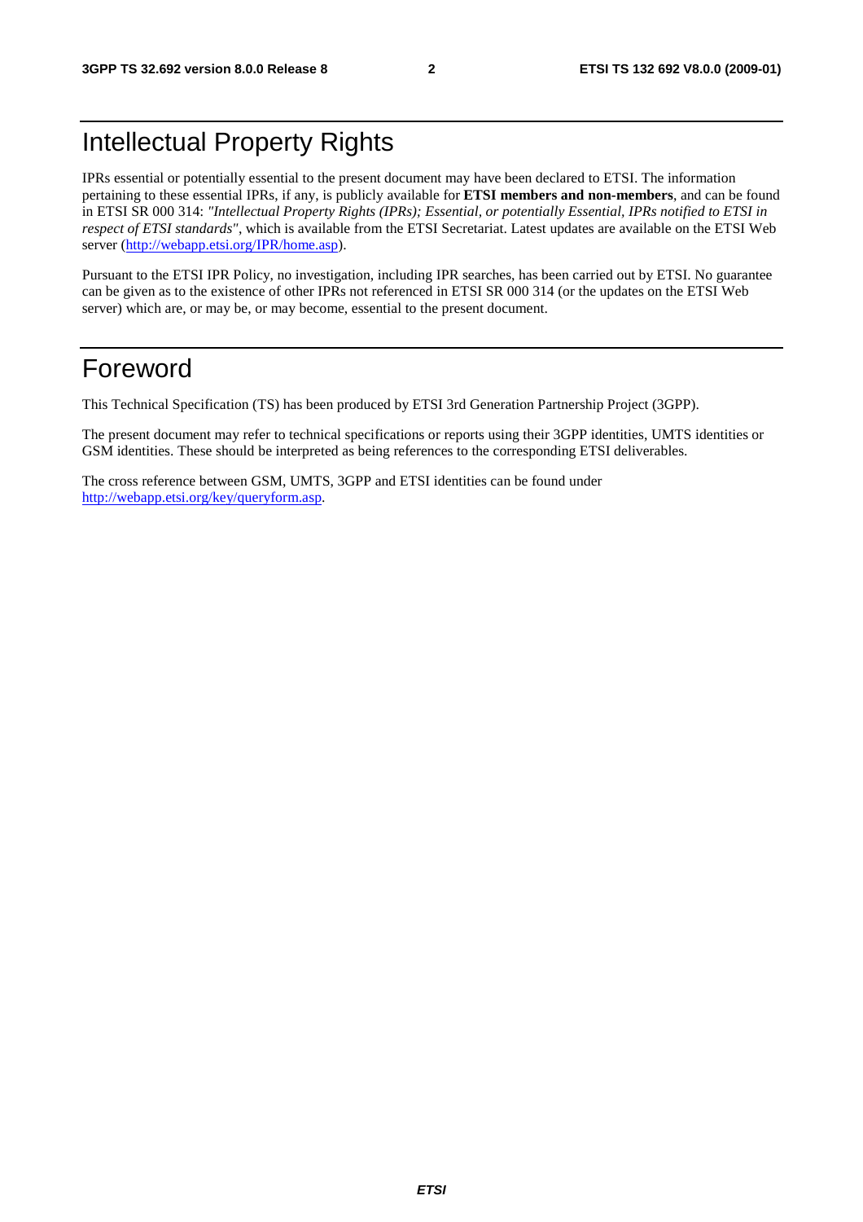# Intellectual Property Rights

IPRs essential or potentially essential to the present document may have been declared to ETSI. The information pertaining to these essential IPRs, if any, is publicly available for **ETSI members and non-members**, and can be found in ETSI SR 000 314: *"Intellectual Property Rights (IPRs); Essential, or potentially Essential, IPRs notified to ETSI in respect of ETSI standards"*, which is available from the ETSI Secretariat. Latest updates are available on the ETSI Web server (http://webapp.etsi.org/IPR/home.asp).

Pursuant to the ETSI IPR Policy, no investigation, including IPR searches, has been carried out by ETSI. No guarantee can be given as to the existence of other IPRs not referenced in ETSI SR 000 314 (or the updates on the ETSI Web server) which are, or may be, or may become, essential to the present document.

# Foreword

This Technical Specification (TS) has been produced by ETSI 3rd Generation Partnership Project (3GPP).

The present document may refer to technical specifications or reports using their 3GPP identities, UMTS identities or GSM identities. These should be interpreted as being references to the corresponding ETSI deliverables.

The cross reference between GSM, UMTS, 3GPP and ETSI identities can be found under http://webapp.etsi.org/key/queryform.asp.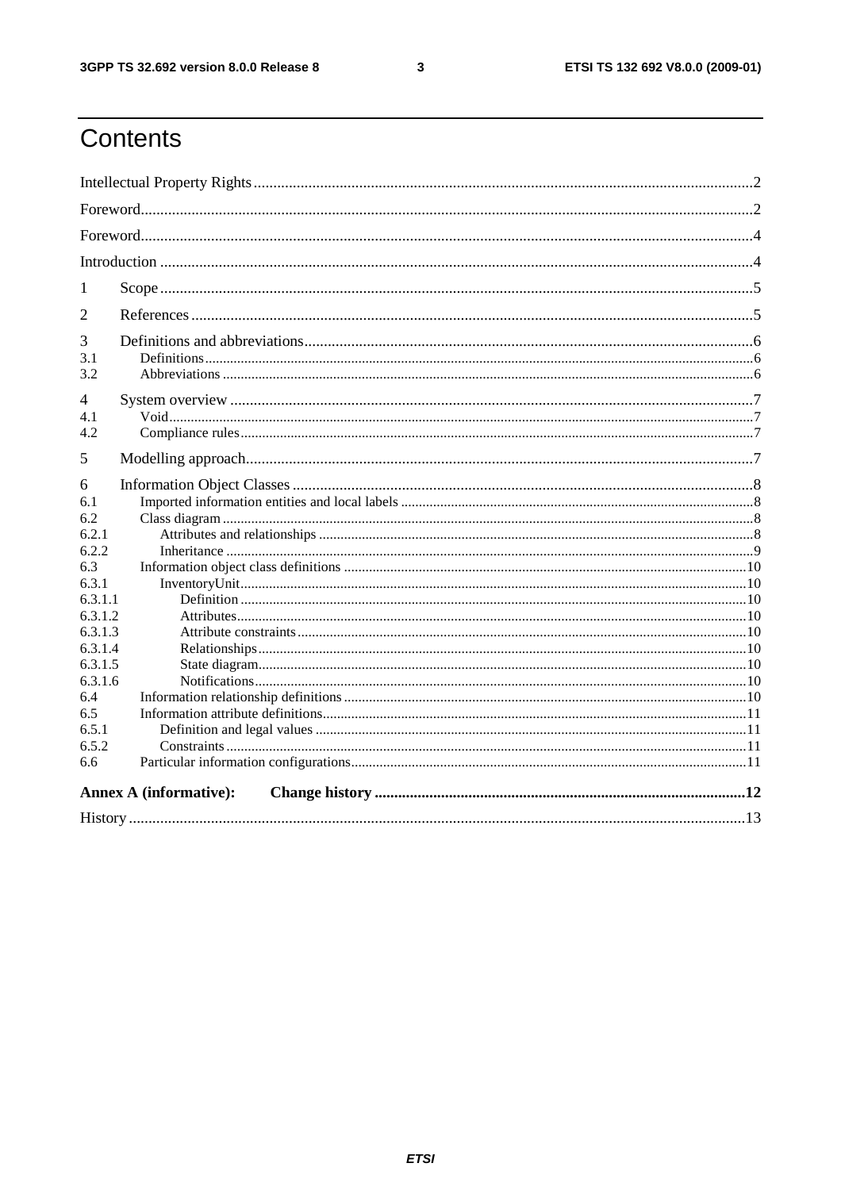# Contents

Intellectual Property Rights ....................................................................................................................................2

Foreword...............................................................................................................................................................2

Foreword...............................................................................................................................................................4

Introduction ..........................................................................................................................................................4

1 Scope ...............................................................................................................................................................5

2 References .......................................................................................................................................................5

3 Definitions and abbreviations...........................................................................................................................6

3.1 Definitions.....................................................................................................................................................6

3.2 Abbreviations ...............................................................................................................................................6

4 System overview ..............................................................................................................................................7

4.1 Void...............................................................................................................................................................7

4.2 Compliance rules..........................................................................................................................................7

5 Modelling approach..........................................................................................................................................7

6 Information Object Classes ..............................................................................................................................8

6.1 Imported information entities and local labels ............................................................................................8

6.2 Class diagram ...............................................................................................................................................8

6.2.1 Attributes and relationships .......................................................................................................................8

6.2.2 Inheritance ..................................................................................................................................................9

6.3 Information object class definitions ...........................................................................................................10

6.3.1 InventoryUnit.............................................................................................................................................10

6.3.1.1 Definition ..............................................................................................................................................10

6.3.1.2 Attributes...............................................................................................................................................10

6.3.1.3 Attribute constraints ..............................................................................................................................10

6.3.1.4 Relationships..........................................................................................................................................10

6.3.1.5 State diagram..........................................................................................................................................10

6.3.1.6 Notifications...........................................................................................................................................10

6.4 Information relationship definitions ...........................................................................................................10

6.5 Information attribute definitions.................................................................................................................11

6.5.1 Definition and legal values .......................................................................................................................11

6.5.2 Constraints .................................................................................................................................................11

6.6 Particular information configurations..........................................................................................................11

**Annex A (informative): Change history .........................................................................................................12**

History ................................................................................................................................................................13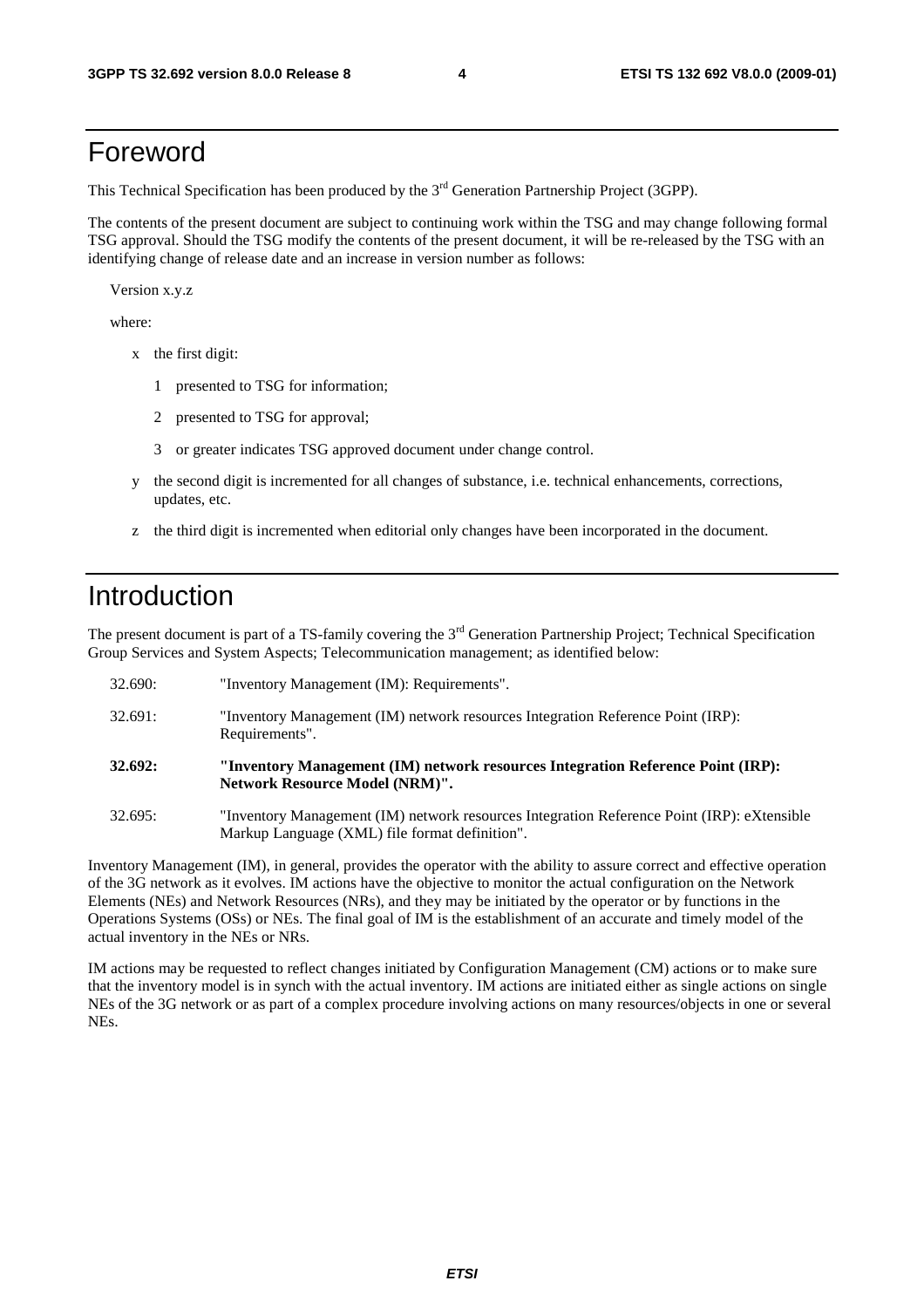# Foreword

This Technical Specification has been produced by the 3rd Generation Partnership Project (3GPP).

The contents of the present document are subject to continuing work within the TSG and may change following formal TSG approval. Should the TSG modify the contents of the present document, it will be re-released by the TSG with an identifying change of release date and an increase in version number as follows:

Version x.y.z

where:

- x the first digit:
  - 1 presented to TSG for information;
  - 2 presented to TSG for approval;
  - 3 or greater indicates TSG approved document under change control.
- y the second digit is incremented for all changes of substance, i.e. technical enhancements, corrections, updates, etc.
- z the third digit is incremented when editorial only changes have been incorporated in the document.

# Introduction

The present document is part of a TS-family covering the 3rd Generation Partnership Project; Technical Specification Group Services and System Aspects; Telecommunication management; as identified below:

32.690: "Inventory Management (IM): Requirements".

32.691: "Inventory Management (IM) network resources Integration Reference Point (IRP): Requirements".

**32.692: "Inventory Management (IM) network resources Integration Reference Point (IRP): Network Resource Model (NRM)".**

32.695: "Inventory Management (IM) network resources Integration Reference Point (IRP): eXtensible Markup Language (XML) file format definition".

Inventory Management (IM), in general, provides the operator with the ability to assure correct and effective operation of the 3G network as it evolves. IM actions have the objective to monitor the actual configuration on the Network Elements (NEs) and Network Resources (NRs), and they may be initiated by the operator or by functions in the Operations Systems (OSs) or NEs. The final goal of IM is the establishment of an accurate and timely model of the actual inventory in the NEs or NRs.

IM actions may be requested to reflect changes initiated by Configuration Management (CM) actions or to make sure that the inventory model is in synch with the actual inventory. IM actions are initiated either as single actions on single NEs of the 3G network or as part of a complex procedure involving actions on many resources/objects in one or several NEs.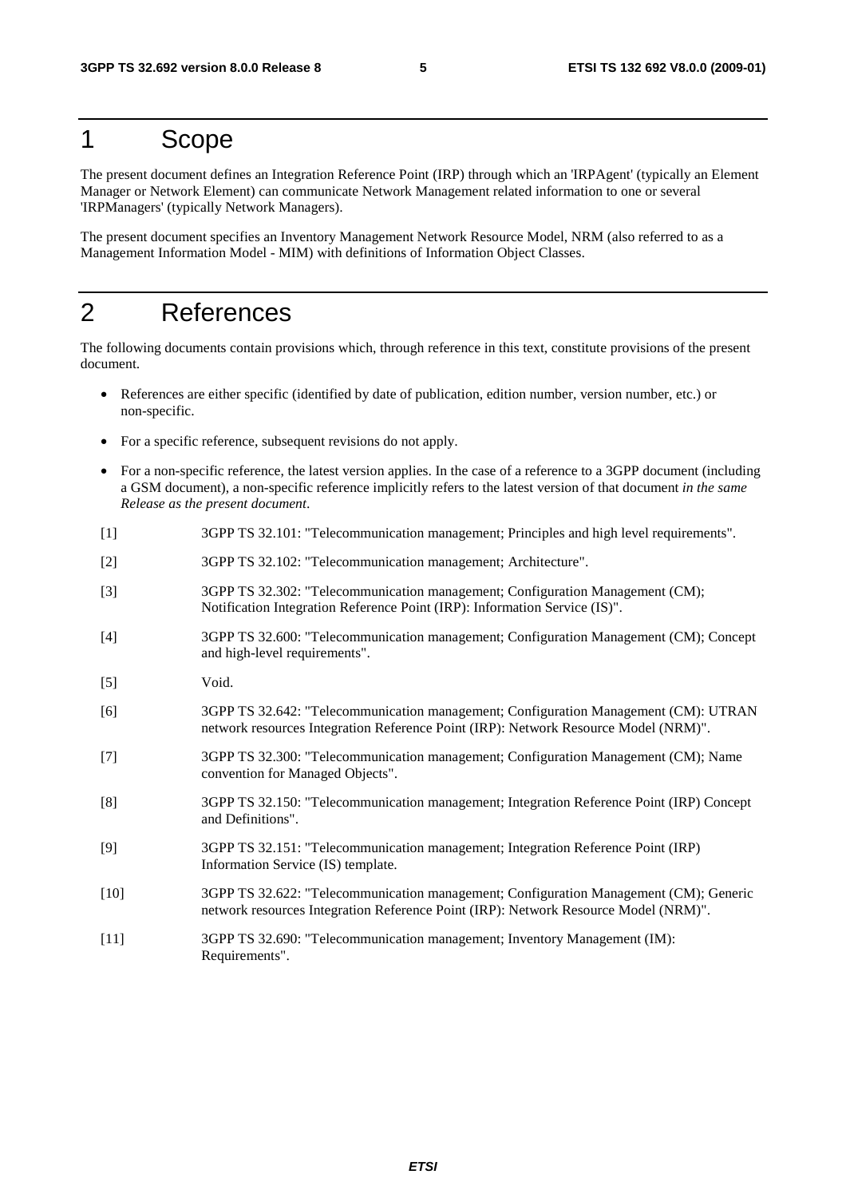# 1 Scope

The present document defines an Integration Reference Point (IRP) through which an 'IRPAgent' (typically an Element Manager or Network Element) can communicate Network Management related information to one or several 'IRPManagers' (typically Network Managers).

The present document specifies an Inventory Management Network Resource Model, NRM (also referred to as a Management Information Model - MIM) with definitions of Information Object Classes.

# 2 References

The following documents contain provisions which, through reference in this text, constitute provisions of the present document.

- References are either specific (identified by date of publication, edition number, version number, etc.) or non-specific.
- For a specific reference, subsequent revisions do not apply.
- For a non-specific reference, the latest version applies. In the case of a reference to a 3GPP document (including a GSM document), a non-specific reference implicitly refers to the latest version of that document *in the same Release as the present document*.

[1] 3GPP TS 32.101: "Telecommunication management; Principles and high level requirements".

[2] 3GPP TS 32.102: "Telecommunication management; Architecture".

[3] 3GPP TS 32.302: "Telecommunication management; Configuration Management (CM); Notification Integration Reference Point (IRP): Information Service (IS)".

[4] 3GPP TS 32.600: "Telecommunication management; Configuration Management (CM); Concept and high-level requirements".

[5] Void.

[6] 3GPP TS 32.642: "Telecommunication management; Configuration Management (CM): UTRAN network resources Integration Reference Point (IRP): Network Resource Model (NRM)".

[7] 3GPP TS 32.300: "Telecommunication management; Configuration Management (CM); Name convention for Managed Objects".

[8] 3GPP TS 32.150: "Telecommunication management; Integration Reference Point (IRP) Concept and Definitions".

[9] 3GPP TS 32.151: "Telecommunication management; Integration Reference Point (IRP) Information Service (IS) template.

[10] 3GPP TS 32.622: "Telecommunication management; Configuration Management (CM); Generic network resources Integration Reference Point (IRP): Network Resource Model (NRM)".

[11] 3GPP TS 32.690: "Telecommunication management; Inventory Management (IM): Requirements".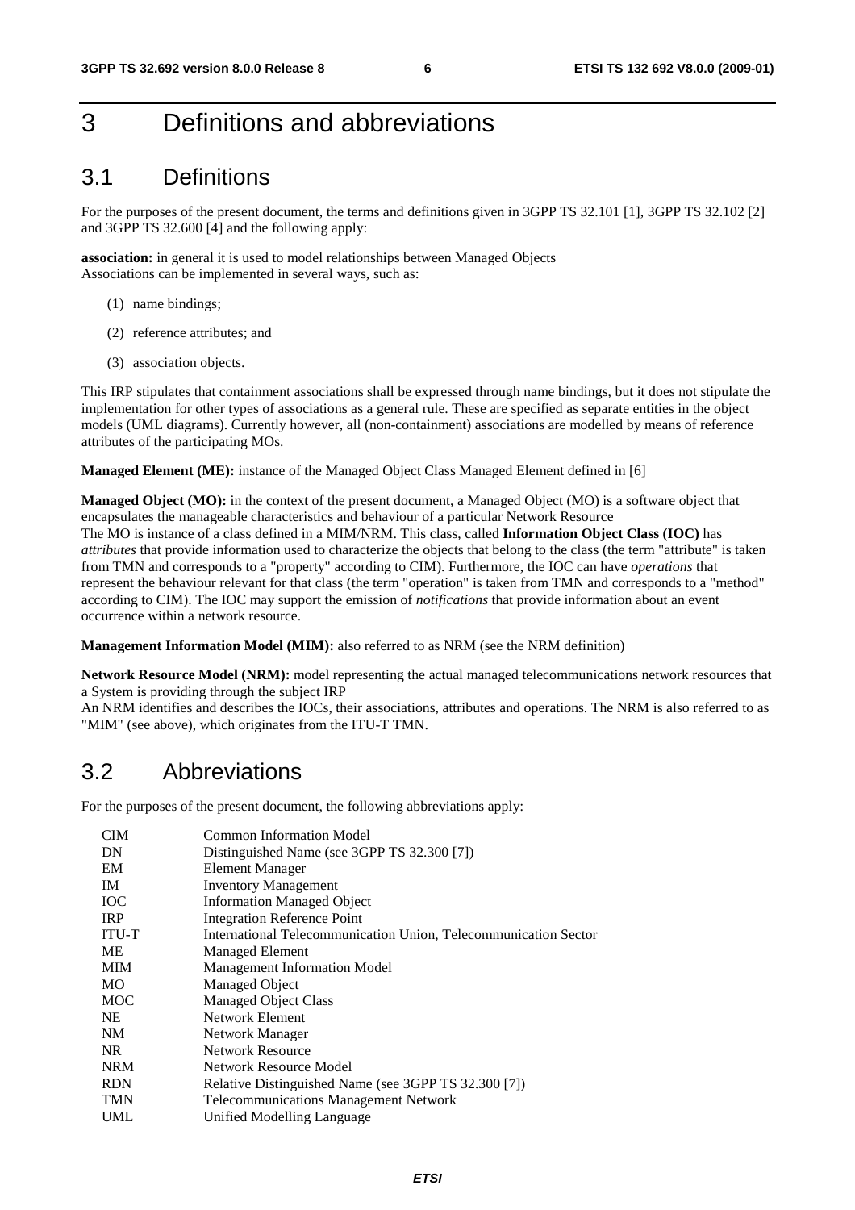# 3 Definitions and abbreviations

## 3.1 Definitions

For the purposes of the present document, the terms and definitions given in 3GPP TS 32.101 [1], 3GPP TS 32.102 [2] and 3GPP TS 32.600 [4] and the following apply:

**association:** in general it is used to model relationships between Managed Objects
Associations can be implemented in several ways, such as:

(1) name bindings;

(2) reference attributes; and

(3) association objects.

This IRP stipulates that containment associations shall be expressed through name bindings, but it does not stipulate the implementation for other types of associations as a general rule. These are specified as separate entities in the object models (UML diagrams). Currently however, all (non-containment) associations are modelled by means of reference attributes of the participating MOs.

**Managed Element (ME):** instance of the Managed Object Class Managed Element defined in [6]

**Managed Object (MO):** in the context of the present document, a Managed Object (MO) is a software object that encapsulates the manageable characteristics and behaviour of a particular Network Resource
The MO is instance of a class defined in a MIM/NRM. This class, called **Information Object Class (IOC)** has *attributes* that provide information used to characterize the objects that belong to the class (the term "attribute" is taken from TMN and corresponds to a "property" according to CIM). Furthermore, the IOC can have *operations* that represent the behaviour relevant for that class (the term "operation" is taken from TMN and corresponds to a "method" according to CIM). The IOC may support the emission of *notifications* that provide information about an event occurrence within a network resource.

**Management Information Model (MIM):** also referred to as NRM (see the NRM definition)

**Network Resource Model (NRM):** model representing the actual managed telecommunications network resources that a System is providing through the subject IRP
An NRM identifies and describes the IOCs, their associations, attributes and operations. The NRM is also referred to as "MIM" (see above), which originates from the ITU-T TMN.

## 3.2 Abbreviations

For the purposes of the present document, the following abbreviations apply:

| | |
|---|---|
| CIM | Common Information Model |
| DN | Distinguished Name (see 3GPP TS 32.300 [7]) |
| EM | Element Manager |
| IM | Inventory Management |
| IOC | Information Managed Object |
| IRP | Integration Reference Point |
| ITU-T | International Telecommunication Union, Telecommunication Sector |
| ME | Managed Element |
| MIM | Management Information Model |
| MO | Managed Object |
| MOC | Managed Object Class |
| NE | Network Element |
| NM | Network Manager |
| NR | Network Resource |
| NRM | Network Resource Model |
| RDN | Relative Distinguished Name (see 3GPP TS 32.300 [7]) |
| TMN | Telecommunications Management Network |
| UML | Unified Modelling Language |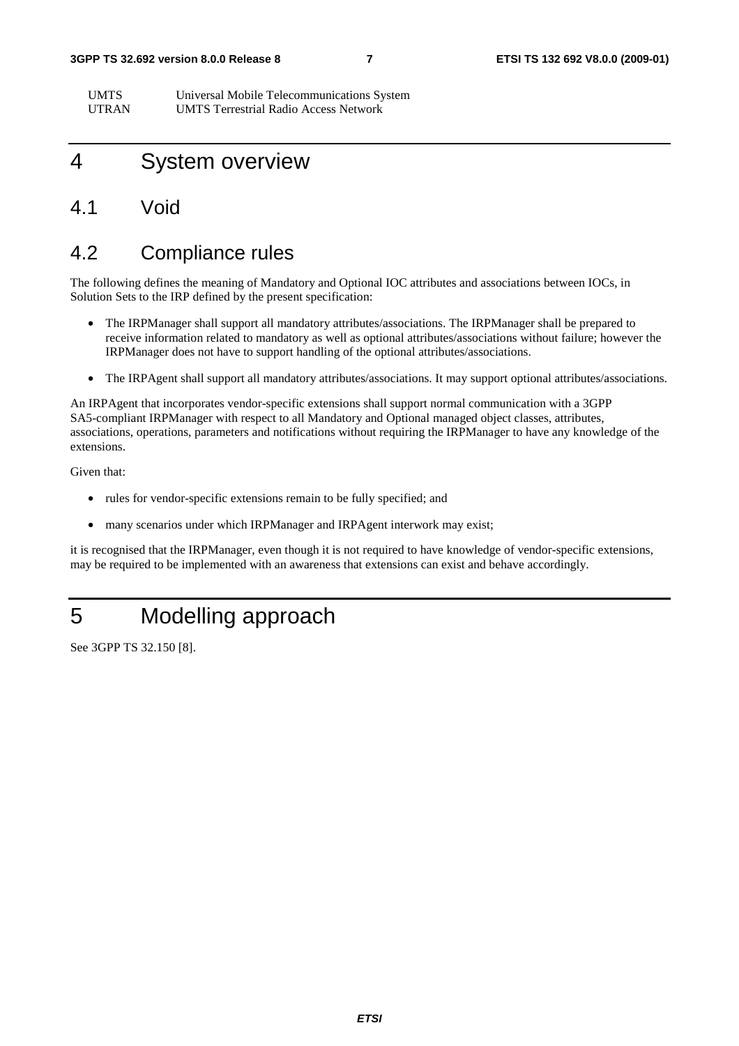| | |
|---|---|
| UMTS | Universal Mobile Telecommunications System |
| UTRAN | UMTS Terrestrial Radio Access Network |

# 4 System overview

## 4.1 Void

## 4.2 Compliance rules

The following defines the meaning of Mandatory and Optional IOC attributes and associations between IOCs, in Solution Sets to the IRP defined by the present specification:

- The IRPManager shall support all mandatory attributes/associations. The IRPManager shall be prepared to receive information related to mandatory as well as optional attributes/associations without failure; however the IRPManager does not have to support handling of the optional attributes/associations.
- The IRPAgent shall support all mandatory attributes/associations. It may support optional attributes/associations.

An IRPAgent that incorporates vendor-specific extensions shall support normal communication with a 3GPP SA5-compliant IRPManager with respect to all Mandatory and Optional managed object classes, attributes, associations, operations, parameters and notifications without requiring the IRPManager to have any knowledge of the extensions.

Given that:

- rules for vendor-specific extensions remain to be fully specified; and
- many scenarios under which IRPManager and IRPAgent interwork may exist;

it is recognised that the IRPManager, even though it is not required to have knowledge of vendor-specific extensions, may be required to be implemented with an awareness that extensions can exist and behave accordingly.

# 5 Modelling approach

See 3GPP TS 32.150 [8].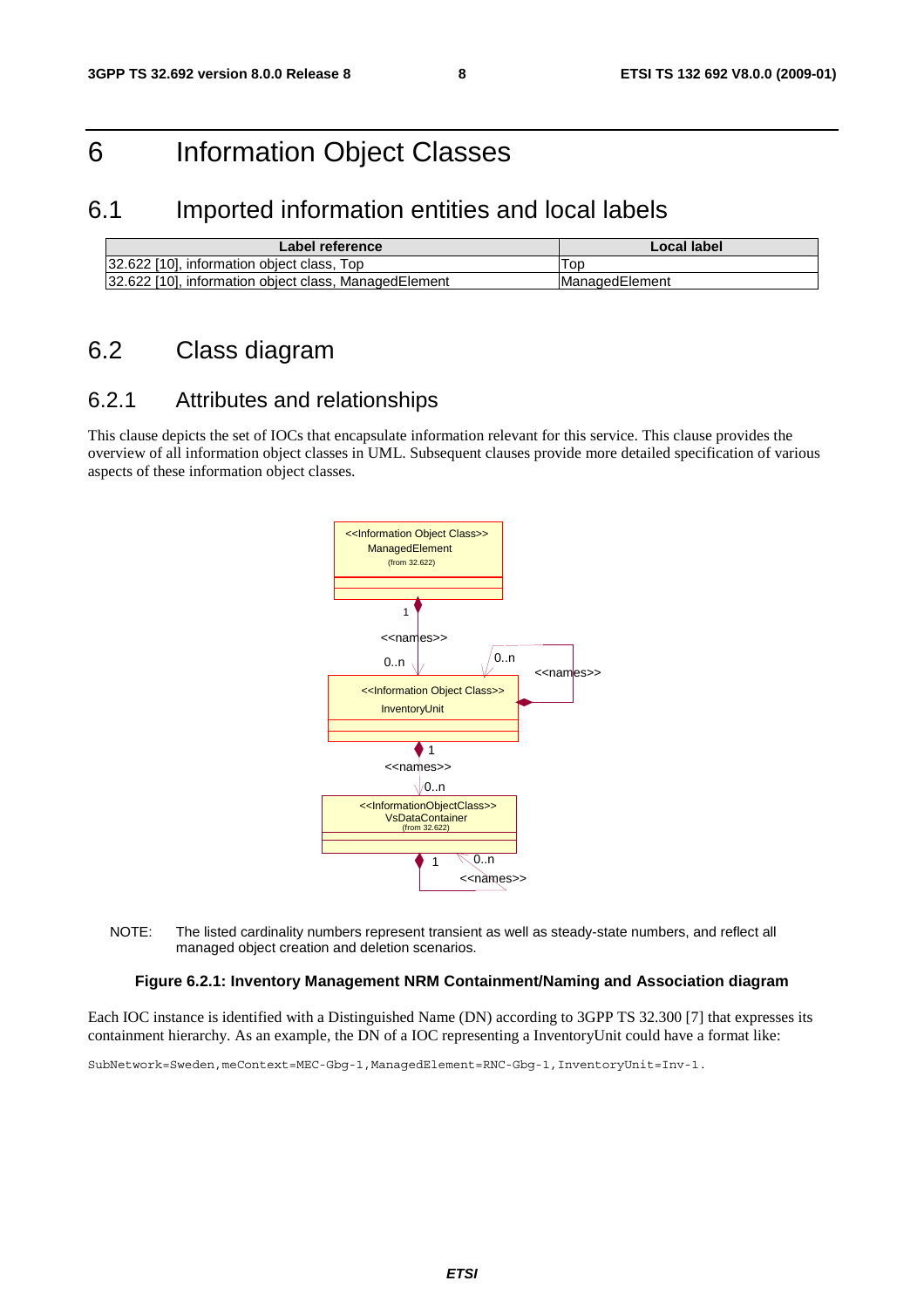# 6 Information Object Classes

## 6.1 Imported information entities and local labels

| Label reference | Local label |
|---|---|
| 32.622 [10], information object class, Top | Top |
| 32.622 [10], information object class, ManagedElement | ManagedElement |

## 6.2 Class diagram

### 6.2.1 Attributes and relationships

This clause depicts the set of IOCs that encapsulate information relevant for this service. This clause provides the overview of all information object classes in UML. Subsequent clauses provide more detailed specification of various aspects of these information object classes.

NOTE: The listed cardinality numbers represent transient as well as steady-state numbers, and reflect all managed object creation and deletion scenarios.

**Figure 6.2.1: Inventory Management NRM Containment/Naming and Association diagram**

Each IOC instance is identified with a Distinguished Name (DN) according to 3GPP TS 32.300 [7] that expresses its containment hierarchy. As an example, the DN of a IOC representing a InventoryUnit could have a format like:

```
SubNetwork=Sweden,meContext=MEC-Gbg-1,ManagedElement=RNC-Gbg-1,InventoryUnit=Inv-1.
```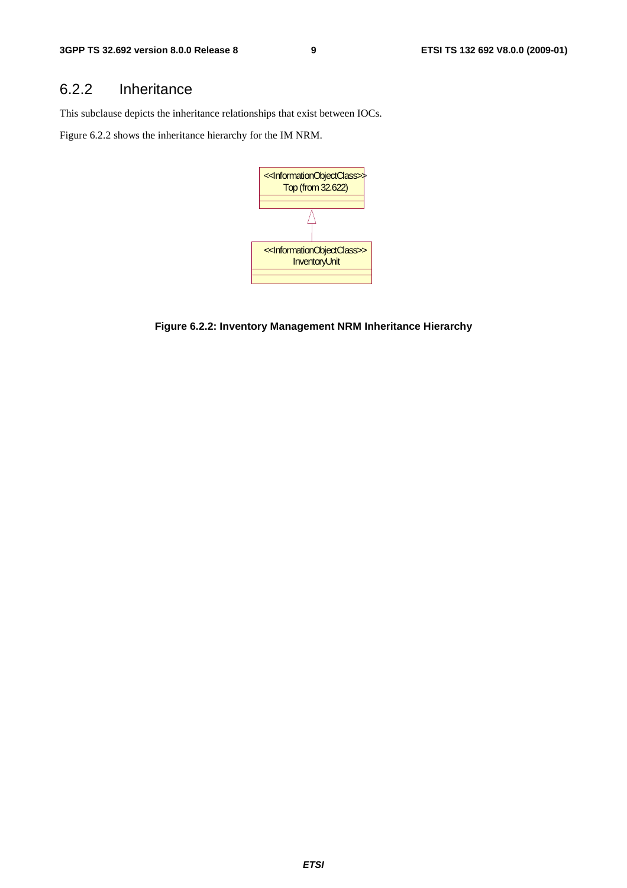### 6.2.2 Inheritance

This subclause depicts the inheritance relationships that exist between IOCs.

Figure 6.2.2 shows the inheritance hierarchy for the IM NRM.

<<InformationObjectClass>>
Top (from 32.622)

<<InformationObjectClass>>
InventoryUnit

**Figure 6.2.2: Inventory Management NRM Inheritance Hierarchy**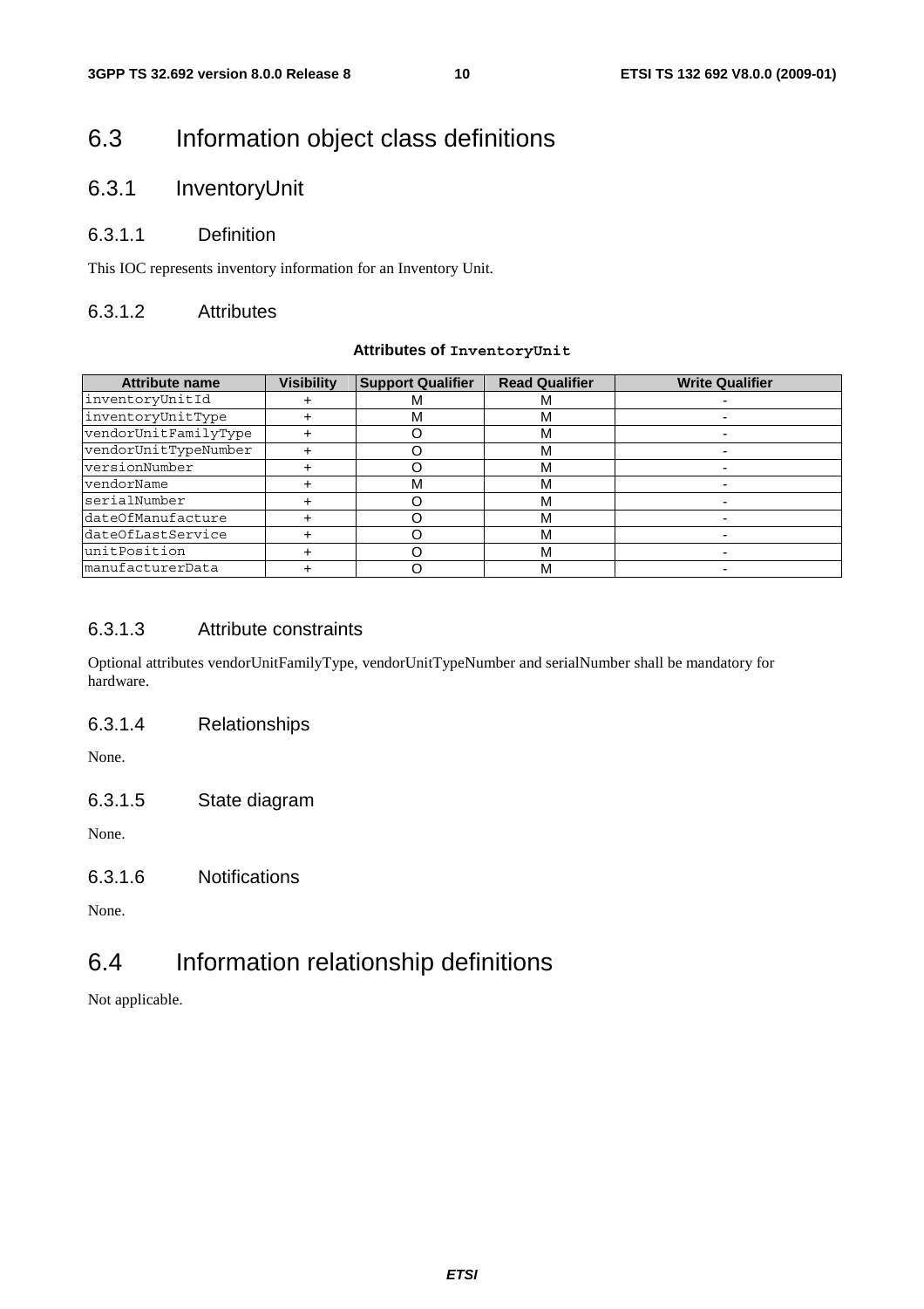# 6.3 Information object class definitions

## 6.3.1 InventoryUnit

### 6.3.1.1 Definition

This IOC represents inventory information for an Inventory Unit.

### 6.3.1.2 Attributes

**Attributes of `InventoryUnit`**

| Attribute name | Visibility | Support Qualifier | Read Qualifier | Write Qualifier |
|---|---|---|---|---|
| inventoryUnitId | + | M | M | - |
| inventoryUnitType | + | M | M | - |
| vendorUnitFamilyType | + | O | M | - |
| vendorUnitTypeNumber | + | O | M | - |
| versionNumber | + | O | M | - |
| vendorName | + | M | M | - |
| serialNumber | + | O | M | - |
| dateOfManufacture | + | O | M | - |
| dateOfLastService | + | O | M | - |
| unitPosition | + | O | M | - |
| manufacturerData | + | O | M | - |

### 6.3.1.3 Attribute constraints

Optional attributes vendorUnitFamilyType, vendorUnitTypeNumber and serialNumber shall be mandatory for hardware.

### 6.3.1.4 Relationships

None.

### 6.3.1.5 State diagram

None.

### 6.3.1.6 Notifications

None.

# 6.4 Information relationship definitions

Not applicable.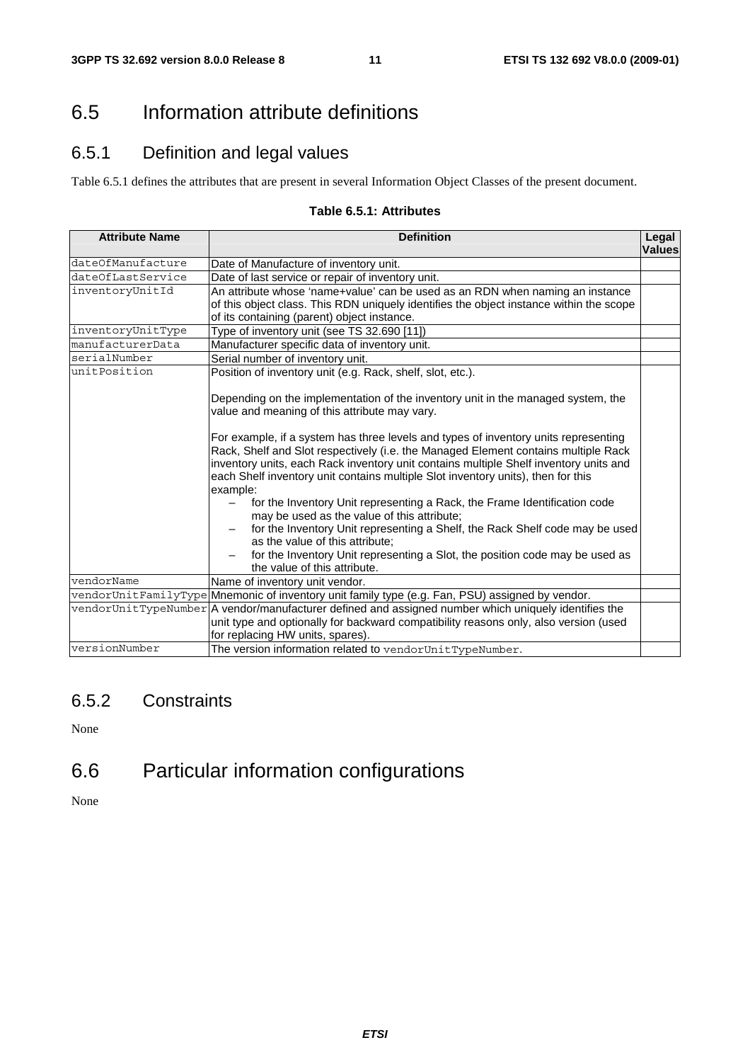## 6.5 Information attribute definitions

### 6.5.1 Definition and legal values

Table 6.5.1 defines the attributes that are present in several Information Object Classes of the present document.

**Table 6.5.1: Attributes**

| Attribute Name | Definition | Legal Values |
|---|---|---|
| dateOfManufacture | Date of Manufacture of inventory unit. | |
| dateOfLastService | Date of last service or repair of inventory unit. | |
| inventoryUnitId | An attribute whose 'name+value' can be used as an RDN when naming an instance of this object class. This RDN uniquely identifies the object instance within the scope of its containing (parent) object instance. | |
| inventoryUnitType | Type of inventory unit (see TS 32.690 [11]) | |
| manufacturerData | Manufacturer specific data of inventory unit. | |
| serialNumber | Serial number of inventory unit. | |
| unitPosition | Position of inventory unit (e.g. Rack, shelf, slot, etc.).<br><br>Depending on the implementation of the inventory unit in the managed system, the value and meaning of this attribute may vary.<br><br>For example, if a system has three levels and types of inventory units representing Rack, Shelf and Slot respectively (i.e. the Managed Element contains multiple Rack inventory units, each Rack inventory unit contains multiple Shelf inventory units and each Shelf inventory unit contains multiple Slot inventory units), then for this example:<br>– for the Inventory Unit representing a Rack, the Frame Identification code may be used as the value of this attribute;<br>– for the Inventory Unit representing a Shelf, the Rack Shelf code may be used as the value of this attribute;<br>– for the Inventory Unit representing a Slot, the position code may be used as the value of this attribute. | |
| vendorName | Name of inventory unit vendor. | |
| vendorUnitFamilyType | Mnemonic of inventory unit family type (e.g. Fan, PSU) assigned by vendor. | |
| vendorUnitTypeNumber | A vendor/manufacturer defined and assigned number which uniquely identifies the unit type and optionally for backward compatibility reasons only, also version (used for replacing HW units, spares). | |
| versionNumber | The version information related to vendorUnitTypeNumber. | |

### 6.5.2 Constraints

None

## 6.6 Particular information configurations

None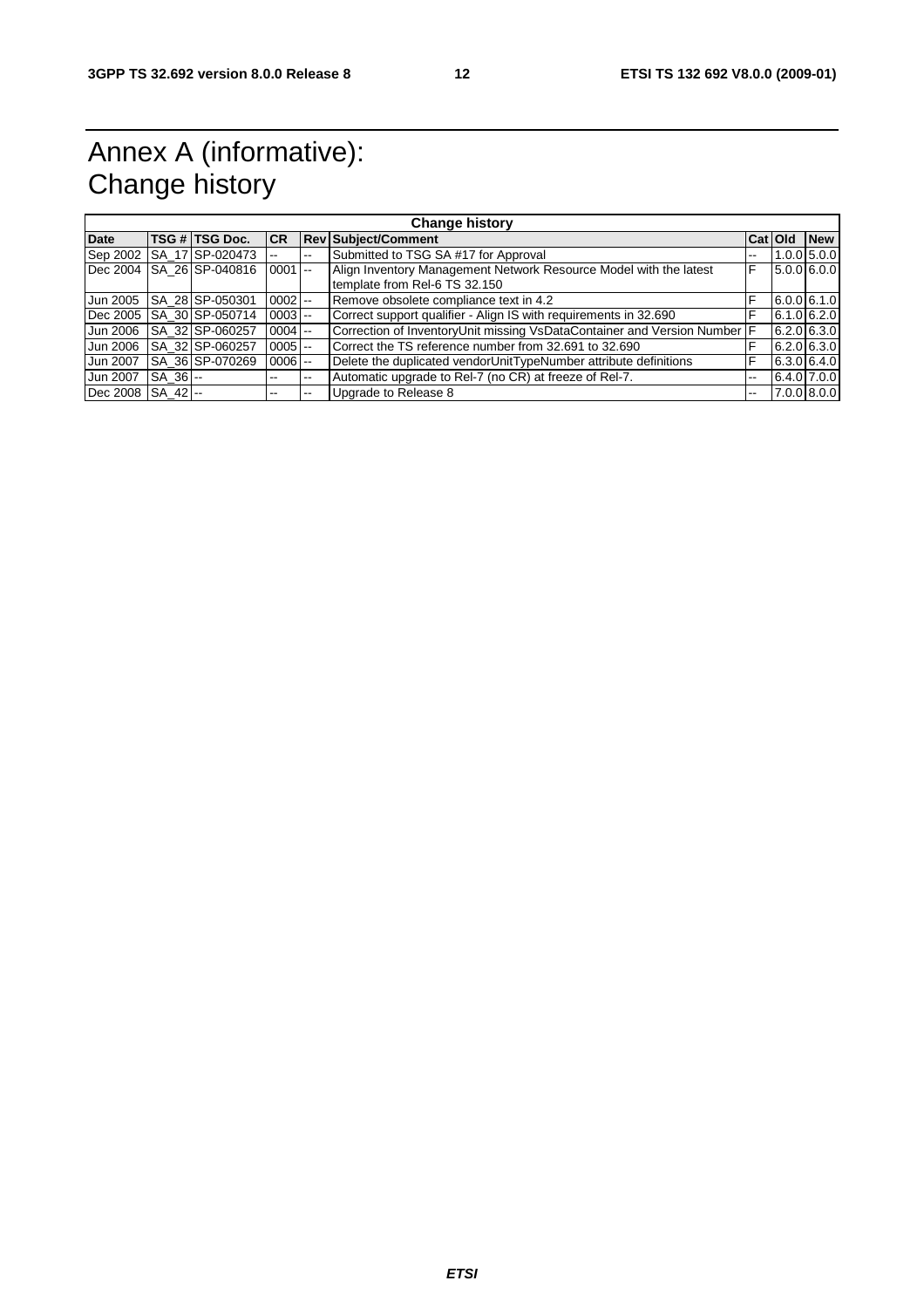# Annex A (informative): Change history

| Change history | | | | | | | | |
|---|---|---|---|---|---|---|---|---|
| **Date** | **TSG #** | **TSG Doc.** | **CR** | **Rev** | **Subject/Comment** | **Cat** | **Old** | **New** |
| Sep 2002 | SA_17 | SP-020473 | -- | -- | Submitted to TSG SA #17 for Approval | -- | 1.0.0 | 5.0.0 |
| Dec 2004 | SA_26 | SP-040816 | 0001 | -- | Align Inventory Management Network Resource Model with the latest template from Rel-6 TS 32.150 | F | 5.0.0 | 6.0.0 |
| Jun 2005 | SA_28 | SP-050301 | 0002 | -- | Remove obsolete compliance text in 4.2 | F | 6.0.0 | 6.1.0 |
| Dec 2005 | SA_30 | SP-050714 | 0003 | -- | Correct support qualifier - Align IS with requirements in 32.690 | F | 6.1.0 | 6.2.0 |
| Jun 2006 | SA_32 | SP-060257 | 0004 | -- | Correction of InventoryUnit missing VsDataContainer and Version Number | F | 6.2.0 | 6.3.0 |
| Jun 2006 | SA_32 | SP-060257 | 0005 | -- | Correct the TS reference number from 32.691 to 32.690 | F | 6.2.0 | 6.3.0 |
| Jun 2007 | SA_36 | SP-070269 | 0006 | -- | Delete the duplicated vendorUnitTypeNumber attribute definitions | F | 6.3.0 | 6.4.0 |
| Jun 2007 | SA_36 | -- | -- | -- | Automatic upgrade to Rel-7 (no CR) at freeze of Rel-7. | -- | 6.4.0 | 7.0.0 |
| Dec 2008 | SA_42 | -- | -- | -- | Upgrade to Release 8 | -- | 7.0.0 | 8.0.0 |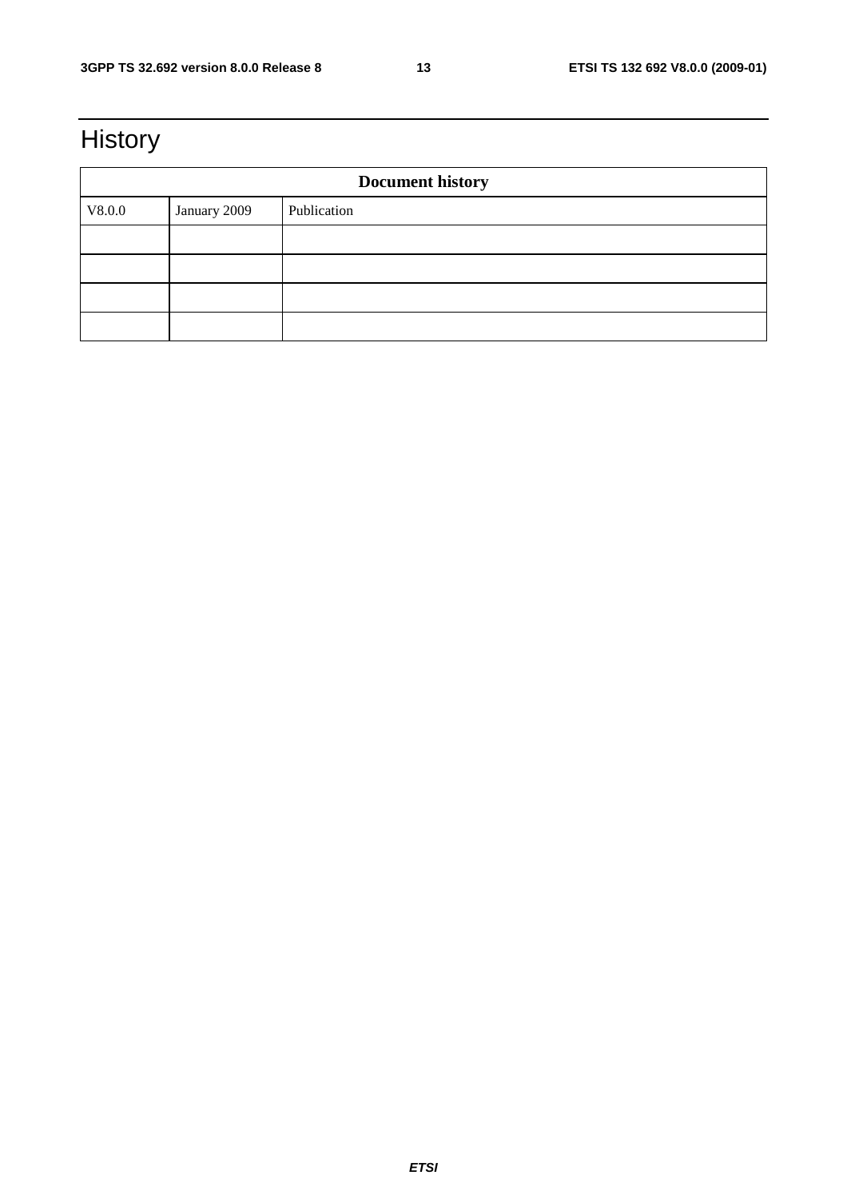# History

| Document history | | |
|---|---|---|
| V8.0.0 | January 2009 | Publication |
| | | |
| | | |
| | | |
| | | |